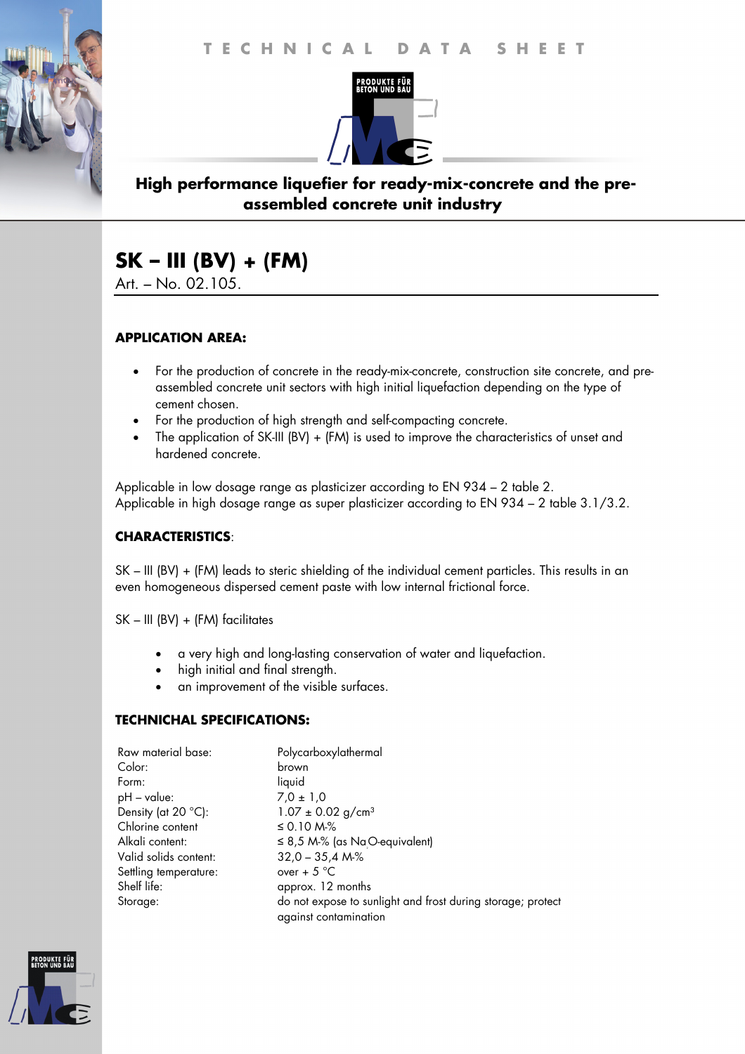TECHNICAL DATA SHEET

PRODUKTE FÜR BETON UND BAU

## High performance liquefier for ready-mix-concrete and the pre-assembled concrete unit industry

# SK – III (BV) + (FM)

Art. – No. 02.105.

### APPLICATION AREA:

- For the production of concrete in the ready-mix-concrete, construction site concrete, and pre-assembled concrete unit sectors with high initial liquefaction depending on the type of cement chosen.
- For the production of high strength and self-compacting concrete.
- The application of SK-III (BV) + (FM) is used to improve the characteristics of unset and hardened concrete.

Applicable in low dosage range as plasticizer according to EN 934 – 2 table 2.
Applicable in high dosage range as super plasticizer according to EN 934 – 2 table 3.1/3.2.

### CHARACTERISTICS:

SK – III (BV) + (FM) leads to steric shielding of the individual cement particles. This results in an even homogeneous dispersed cement paste with low internal frictional force.

SK – III (BV) + (FM) facilitates

- a very high and long-lasting conservation of water and liquefaction.
- high initial and final strength.
- an improvement of the visible surfaces.

### TECHNICHAL SPECIFICATIONS:

| | |
|---|---|
| Raw material base: | Polycarboxylathermal |
| Color: | brown |
| Form: | liquid |
| pH – value: | 7,0 ± 1,0 |
| Density (at 20 °C): | 1.07 ± 0.02 g/cm³ |
| Chlorine content | ≤ 0.10 M-% |
| Alkali content: | ≤ 8,5 M-% (as $Na_2O$-equivalent) |
| Valid solids content: | 32,0 – 35,4 M-% |
| Settling temperature: | over + 5 °C |
| Shelf life: | approx. 12 months |
| Storage: | do not expose to sunlight and frost during storage; protect against contamination |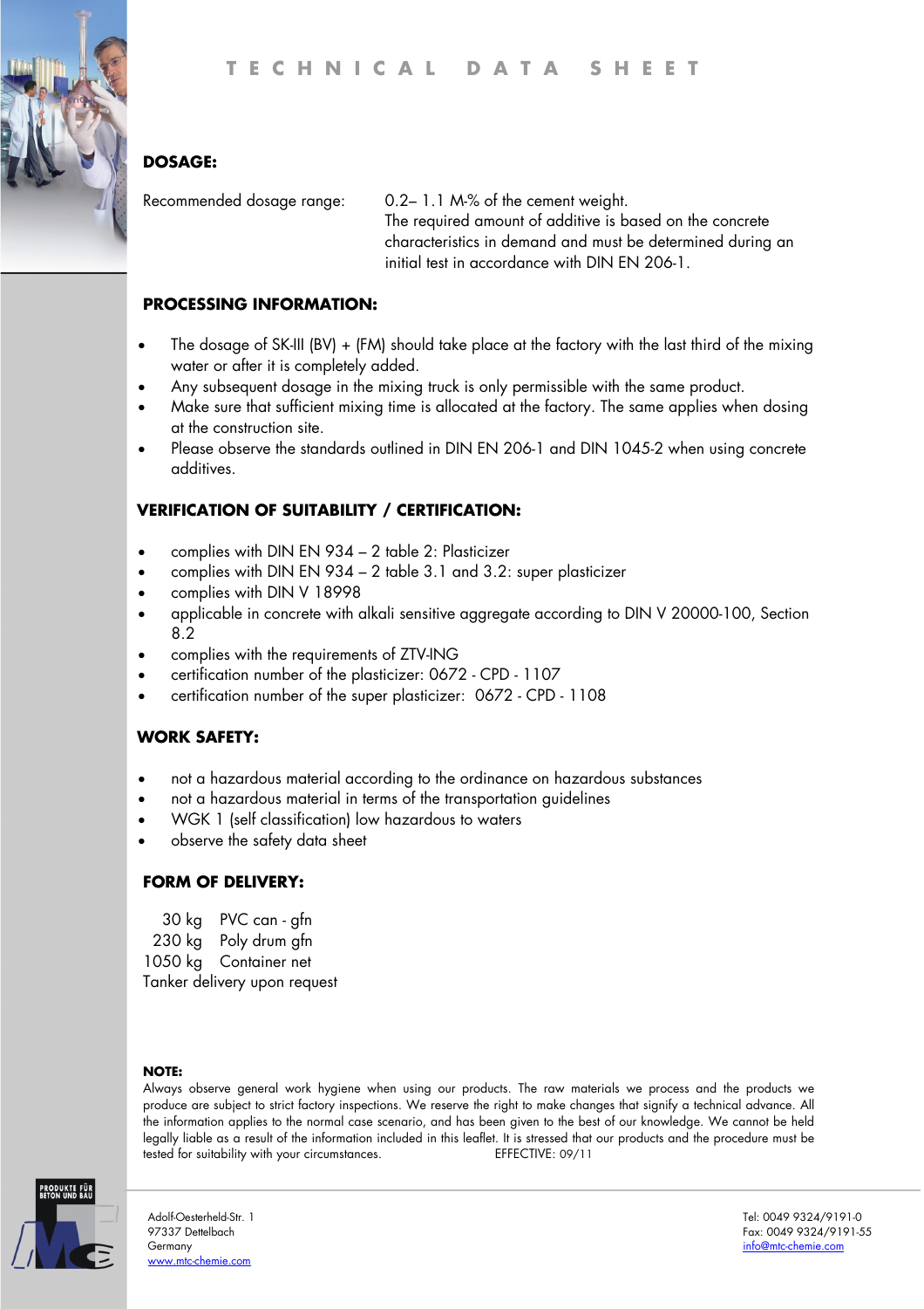# TECHNICAL DATA SHEET

## DOSAGE:

Recommended dosage range: 0.2– 1.1 M-% of the cement weight.
The required amount of additive is based on the concrete characteristics in demand and must be determined during an initial test in accordance with DIN EN 206-1.

## PROCESSING INFORMATION:

- The dosage of SK-III (BV) + (FM) should take place at the factory with the last third of the mixing water or after it is completely added.
- Any subsequent dosage in the mixing truck is only permissible with the same product.
- Make sure that sufficient mixing time is allocated at the factory. The same applies when dosing at the construction site.
- Please observe the standards outlined in DIN EN 206-1 and DIN 1045-2 when using concrete additives.

## VERIFICATION OF SUITABILITY / CERTIFICATION:

- complies with DIN EN 934 – 2 table 2: Plasticizer
- complies with DIN EN 934 – 2 table 3.1 and 3.2: super plasticizer
- complies with DIN V 18998
- applicable in concrete with alkali sensitive aggregate according to DIN V 20000-100, Section 8.2
- complies with the requirements of ZTV-ING
- certification number of the plasticizer: 0672 - CPD - 1107
- certification number of the super plasticizer: 0672 - CPD - 1108

## WORK SAFETY:

- not a hazardous material according to the ordinance on hazardous substances
- not a hazardous material in terms of the transportation guidelines
- WGK 1 (self classification) low hazardous to waters
- observe the safety data sheet

## FORM OF DELIVERY:

30 kg PVC can - gfn
230 kg Poly drum gfn
1050 kg Container net
Tanker delivery upon request

**NOTE:**
Always observe general work hygiene when using our products. The raw materials we process and the products we produce are subject to strict factory inspections. We reserve the right to make changes that signify a technical advance. All the information applies to the normal case scenario, and has been given to the best of our knowledge. We cannot be held legally liable as a result of the information included in this leaflet. It is stressed that our products and the procedure must be tested for suitability with your circumstances. EFFECTIVE: 09/11

PRODUKTE FÜR BETON UND BAU

Adolf-Oesterheld-Str. 1
97337 Dettelbach
Germany
www.mtc-chemie.com

Tel: 0049 9324/9191-0
Fax: 0049 9324/9191-55
info@mtc-chemie.com